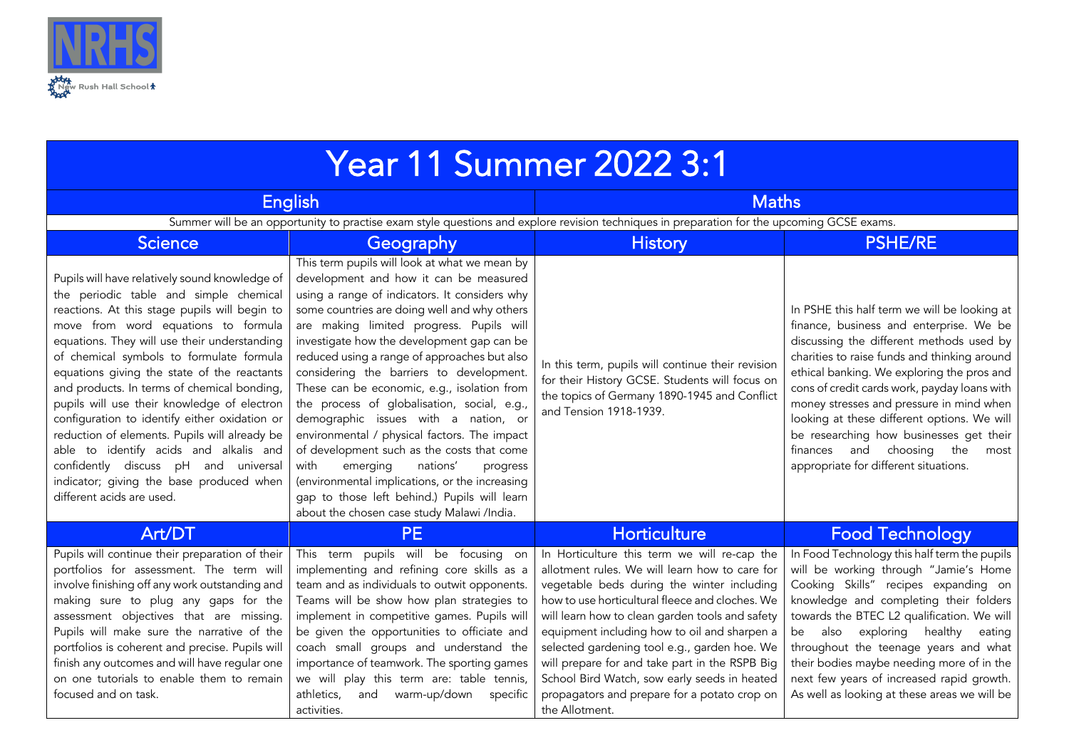NRHS

New Rush Hall School

# Year 11 Summer 2022 3:1

| English | | Maths | |
|---|---|---|---|
| Summer will be an opportunity to practise exam style questions and explore revision techniques in preparation for the upcoming GCSE exams. | | | |
| **Science** | **Geography** | **History** | **PSHE/RE** |
| Pupils will have relatively sound knowledge of the periodic table and simple chemical reactions. At this stage pupils will begin to move from word equations to formula equations. They will use their understanding of chemical symbols to formulate formula equations giving the state of the reactants and products. In terms of chemical bonding, pupils will use their knowledge of electron configuration to identify either oxidation or reduction of elements. Pupils will already be able to identify acids and alkalis and confidently discuss pH and universal indicator; giving the base produced when different acids are used. | This term pupils will look at what we mean by development and how it can be measured using a range of indicators. It considers why some countries are doing well and why others are making limited progress. Pupils will investigate how the development gap can be reduced using a range of approaches but also considering the barriers to development. These can be economic, e.g., isolation from the process of globalisation, social, e.g., demographic issues with a nation, or environmental / physical factors. The impact of development such as the costs that come with emerging nations' progress (environmental implications, or the increasing gap to those left behind.) Pupils will learn about the chosen case study Malawi /India. | In this term, pupils will continue their revision for their History GCSE. Students will focus on the topics of Germany 1890-1945 and Conflict and Tension 1918-1939. | In PSHE this half term we will be looking at finance, business and enterprise. We be discussing the different methods used by charities to raise funds and thinking around ethical banking. We exploring the pros and cons of credit cards work, payday loans with money stresses and pressure in mind when looking at these different options. We will be researching how businesses get their finances and choosing the most appropriate for different situations. |
| **Art/DT** | **PE** | **Horticulture** | **Food Technology** |
| Pupils will continue their preparation of their portfolios for assessment. The term will involve finishing off any work outstanding and making sure to plug any gaps for the assessment objectives that are missing. Pupils will make sure the narrative of the portfolios is coherent and precise. Pupils will finish any outcomes and will have regular one on one tutorials to enable them to remain focused and on task. | This term pupils will be focusing on implementing and refining core skills as a team and as individuals to outwit opponents. Teams will be show how plan strategies to implement in competitive games. Pupils will be given the opportunities to officiate and coach small groups and understand the importance of teamwork. The sporting games we will play this term are: table tennis, athletics, and warm-up/down specific activities. | In Horticulture this term we will re-cap the allotment rules. We will learn how to care for vegetable beds during the winter including how to use horticultural fleece and cloches. We will learn how to clean garden tools and safety equipment including how to oil and sharpen a selected gardening tool e.g., garden hoe. We will prepare for and take part in the RSPB Big School Bird Watch, sow early seeds in heated propagators and prepare for a potato crop on the Allotment. | In Food Technology this half term the pupils will be working through "Jamie's Home Cooking Skills" recipes expanding on knowledge and completing their folders towards the BTEC L2 qualification. We will be also exploring healthy eating throughout the teenage years and what their bodies maybe needing more of in the next few years of increased rapid growth. As well as looking at these areas we will be |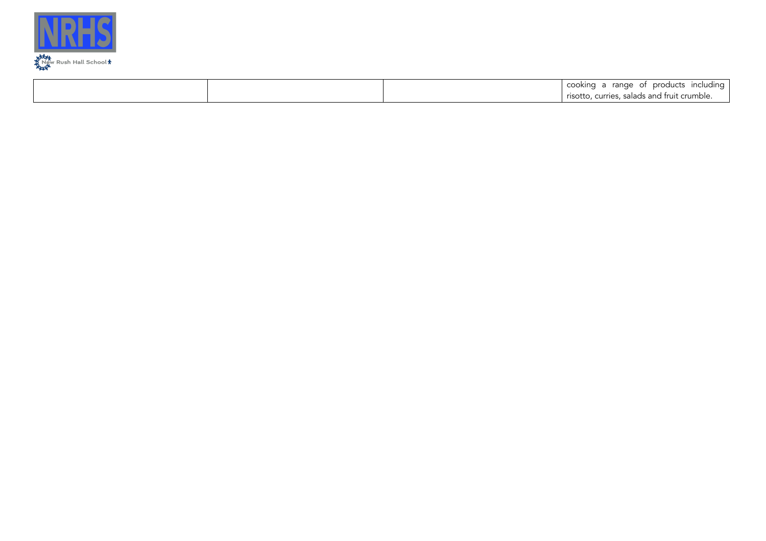| | | | |
|---|---|---|---|
| | | | cooking a range of products including risotto, curries, salads and fruit crumble. |